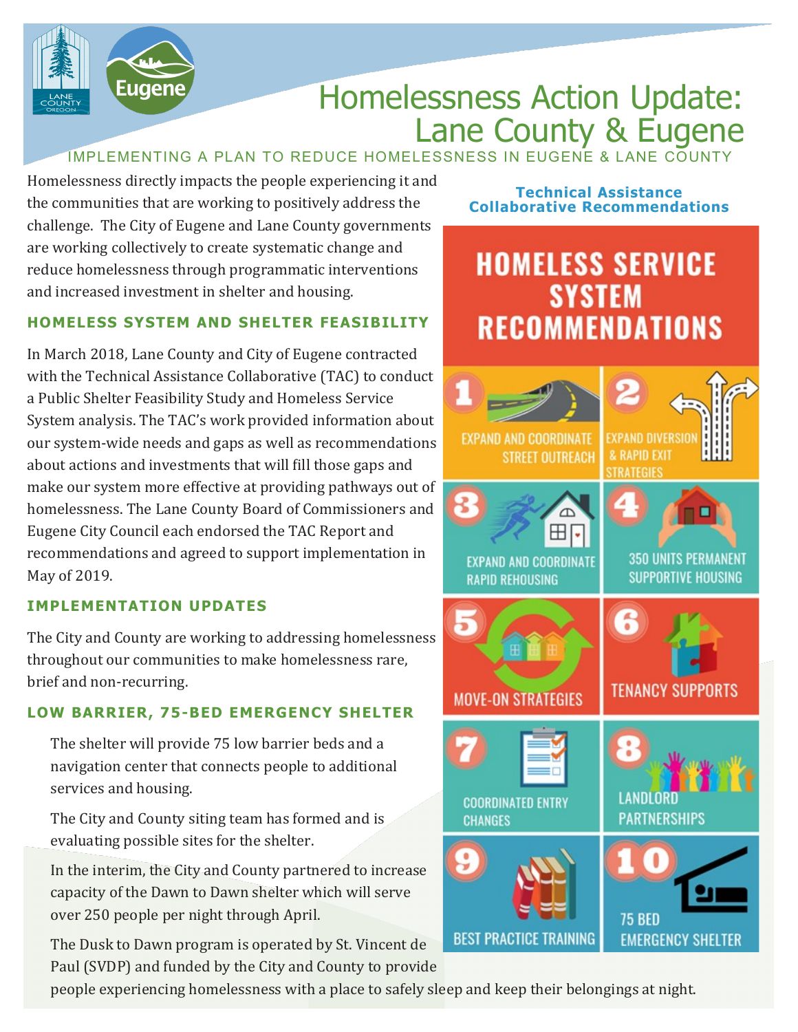# Homelessness Action Update: Lane County & Eugene

IMPLEMENTING A PLAN TO REDUCE HOMELESSNESS IN EUGENE & LANE COUNTY

Homelessness directly impacts the people experiencing it and the communities that are working to positively address the challenge. The City of Eugene and Lane County governments are working collectively to create systematic change and reduce homelessness through programmatic interventions and increased investment in shelter and housing.

## HOMELESS SYSTEM AND SHELTER FEASIBILITY

In March 2018, Lane County and City of Eugene contracted with the Technical Assistance Collaborative (TAC) to conduct a Public Shelter Feasibility Study and Homeless Service System analysis. The TAC's work provided information about our system-wide needs and gaps as well as recommendations about actions and investments that will fill those gaps and make our system more effective at providing pathways out of homelessness. The Lane County Board of Commissioners and Eugene City Council each endorsed the TAC Report and recommendations and agreed to support implementation in May of 2019.

## IMPLEMENTATION UPDATES

The City and County are working to addressing homelessness throughout our communities to make homelessness rare, brief and non-recurring.

## LOW BARRIER, 75-BED EMERGENCY SHELTER

The shelter will provide 75 low barrier beds and a navigation center that connects people to additional services and housing.

The City and County siting team has formed and is evaluating possible sites for the shelter.

In the interim, the City and County partnered to increase capacity of the Dawn to Dawn shelter which will serve over 250 people per night through April.

The Dusk to Dawn program is operated by St. Vincent de Paul (SVDP) and funded by the City and County to provide people experiencing homelessness with a place to safely sleep and keep their belongings at night.

**Technical Assistance Collaborative Recommendations**

## HOMELESS SERVICE SYSTEM RECOMMENDATIONS

1. EXPAND AND COORDINATE STREET OUTREACH
2. EXPAND DIVERSION & RAPID EXIT STRATEGIES
3. EXPAND AND COORDINATE RAPID REHOUSING
4. 350 UNITS PERMANENT SUPPORTIVE HOUSING
5. MOVE-ON STRATEGIES
6. TENANCY SUPPORTS
7. COORDINATED ENTRY CHANGES
8. LANDLORD PARTNERSHIPS
9. BEST PRACTICE TRAINING
10. 75 BED EMERGENCY SHELTER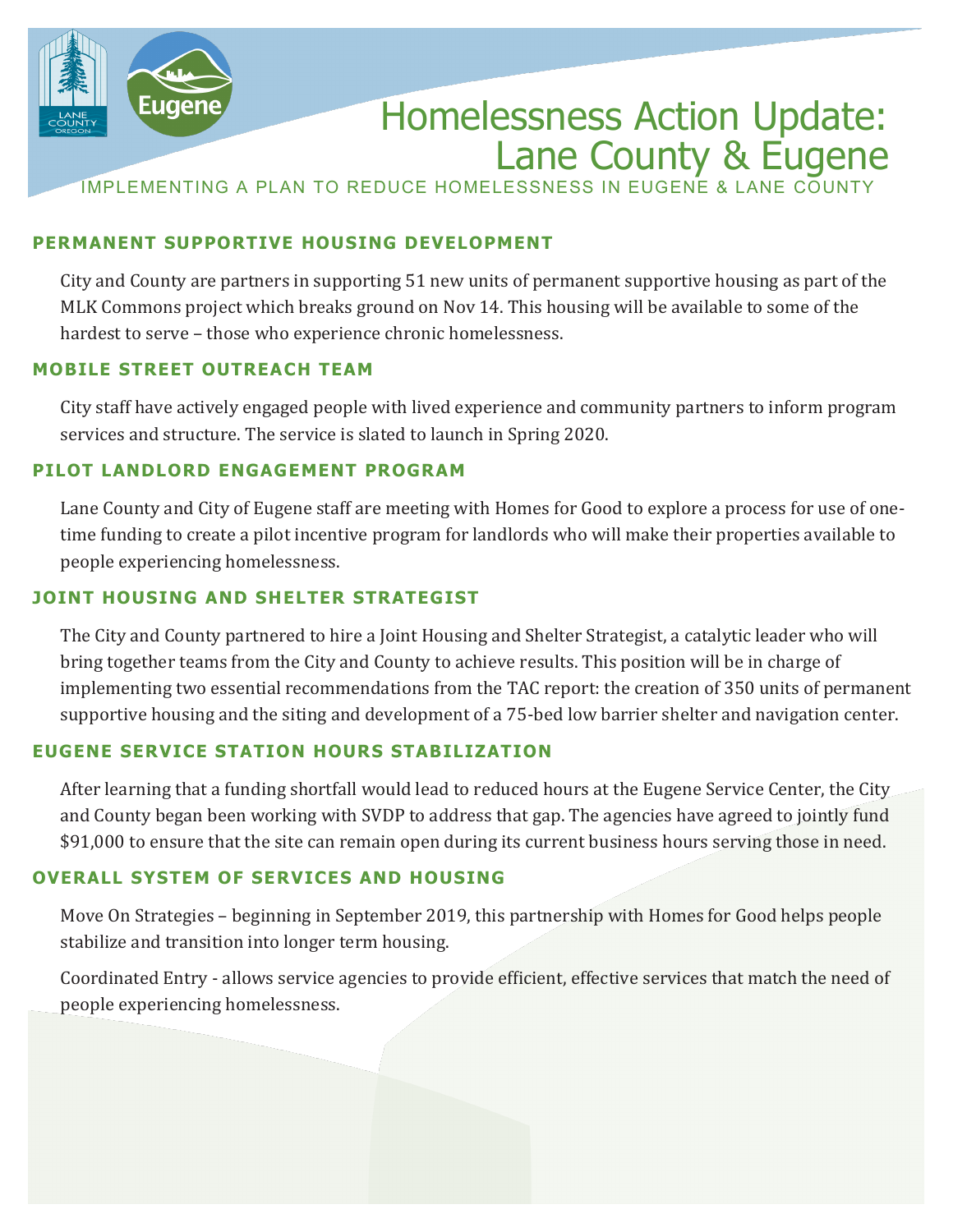# Homelessness Action Update: Lane County & Eugene

IMPLEMENTING A PLAN TO REDUCE HOMELESSNESS IN EUGENE & LANE COUNTY

## PERMANENT SUPPORTIVE HOUSING DEVELOPMENT

City and County are partners in supporting 51 new units of permanent supportive housing as part of the MLK Commons project which breaks ground on Nov 14. This housing will be available to some of the hardest to serve – those who experience chronic homelessness.

## MOBILE STREET OUTREACH TEAM

City staff have actively engaged people with lived experience and community partners to inform program services and structure. The service is slated to launch in Spring 2020.

## PILOT LANDLORD ENGAGEMENT PROGRAM

Lane County and City of Eugene staff are meeting with Homes for Good to explore a process for use of one-time funding to create a pilot incentive program for landlords who will make their properties available to people experiencing homelessness.

## JOINT HOUSING AND SHELTER STRATEGIST

The City and County partnered to hire a Joint Housing and Shelter Strategist, a catalytic leader who will bring together teams from the City and County to achieve results. This position will be in charge of implementing two essential recommendations from the TAC report: the creation of 350 units of permanent supportive housing and the siting and development of a 75-bed low barrier shelter and navigation center.

## EUGENE SERVICE STATION HOURS STABILIZATION

After learning that a funding shortfall would lead to reduced hours at the Eugene Service Center, the City and County began been working with SVDP to address that gap. The agencies have agreed to jointly fund $91,000 to ensure that the site can remain open during its current business hours serving those in need.

## OVERALL SYSTEM OF SERVICES AND HOUSING

Move On Strategies – beginning in September 2019, this partnership with Homes for Good helps people stabilize and transition into longer term housing.

Coordinated Entry - allows service agencies to provide efficient, effective services that match the need of people experiencing homelessness.